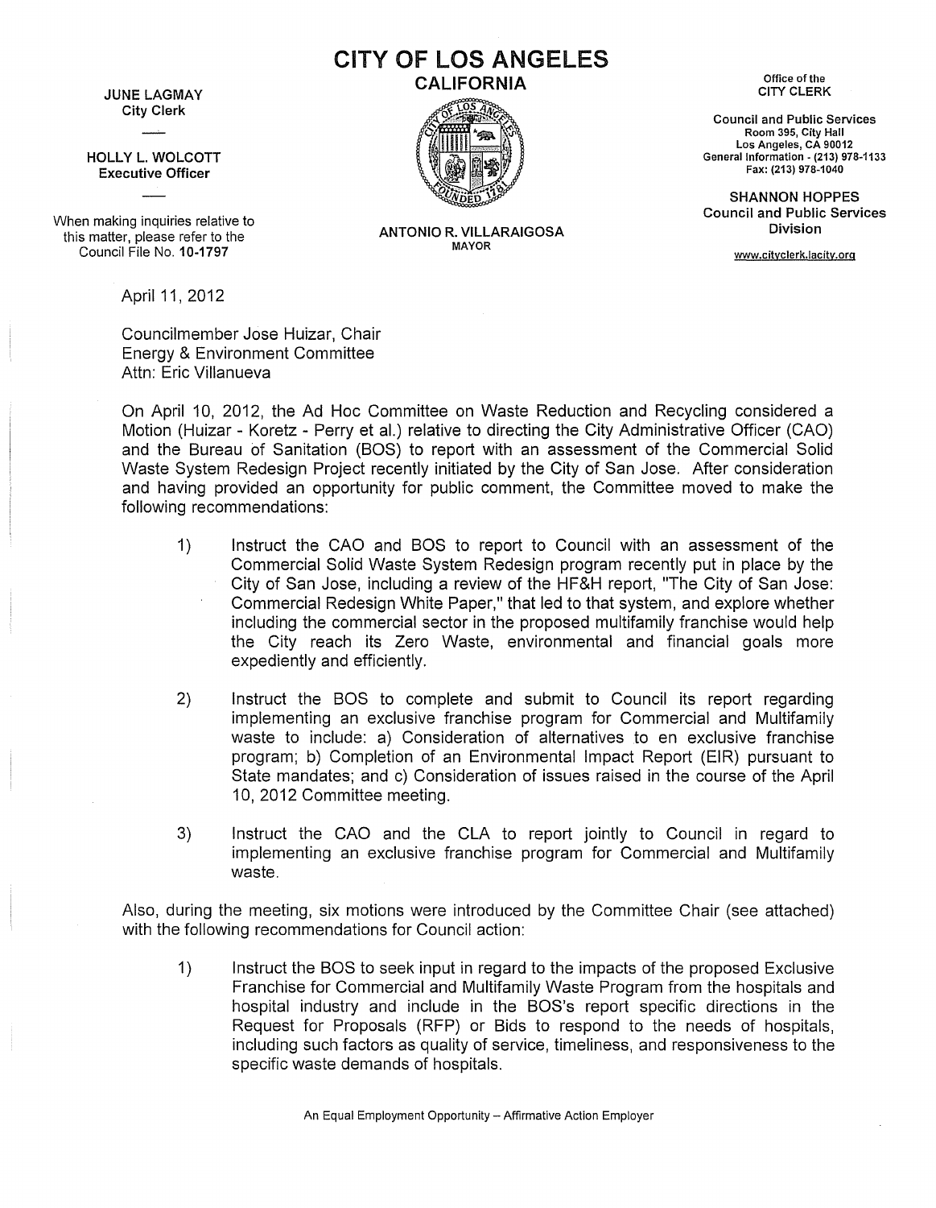# CITY OF LOS ANGELES

## CALIFORNIA

**JUNE LAGMAY**
City Clerk

**HOLLY L. WOLCOTT**
Executive Officer

When making inquiries relative to this matter, please refer to the Council File No. **10-1797**

**ANTONIO R. VILLARAIGOSA**
MAYOR

Office of the
CITY CLERK

**Council and Public Services**
Room 395, City Hall
Los Angeles, CA 90012
General Information - (213) 978-1133
Fax: (213) 978-1040

**SHANNON HOPPES**
**Council and Public Services Division**

www.cityclerk.lacity.org

April 11, 2012

Councilmember Jose Huizar, Chair
Energy & Environment Committee
Attn: Eric Villanueva

On April 10, 2012, the Ad Hoc Committee on Waste Reduction and Recycling considered a Motion (Huizar - Koretz - Perry et al.) relative to directing the City Administrative Officer (CAO) and the Bureau of Sanitation (BOS) to report with an assessment of the Commercial Solid Waste System Redesign Project recently initiated by the City of San Jose. After consideration and having provided an opportunity for public comment, the Committee moved to make the following recommendations:

1) Instruct the CAO and BOS to report to Council with an assessment of the Commercial Solid Waste System Redesign program recently put in place by the City of San Jose, including a review of the HF&H report, "The City of San Jose: Commercial Redesign White Paper," that led to that system, and explore whether including the commercial sector in the proposed multifamily franchise would help the City reach its Zero Waste, environmental and financial goals more expediently and efficiently.

2) Instruct the BOS to complete and submit to Council its report regarding implementing an exclusive franchise program for Commercial and Multifamily waste to include: a) Consideration of alternatives to en exclusive franchise program; b) Completion of an Environmental Impact Report (EIR) pursuant to State mandates; and c) Consideration of issues raised in the course of the April 10, 2012 Committee meeting.

3) Instruct the CAO and the CLA to report jointly to Council in regard to implementing an exclusive franchise program for Commercial and Multifamily waste.

Also, during the meeting, six motions were introduced by the Committee Chair (see attached) with the following recommendations for Council action:

1) Instruct the BOS to seek input in regard to the impacts of the proposed Exclusive Franchise for Commercial and Multifamily Waste Program from the hospitals and hospital industry and include in the BOS's report specific directions in the Request for Proposals (RFP) or Bids to respond to the needs of hospitals, including such factors as quality of service, timeliness, and responsiveness to the specific waste demands of hospitals.

An Equal Employment Opportunity – Affirmative Action Employer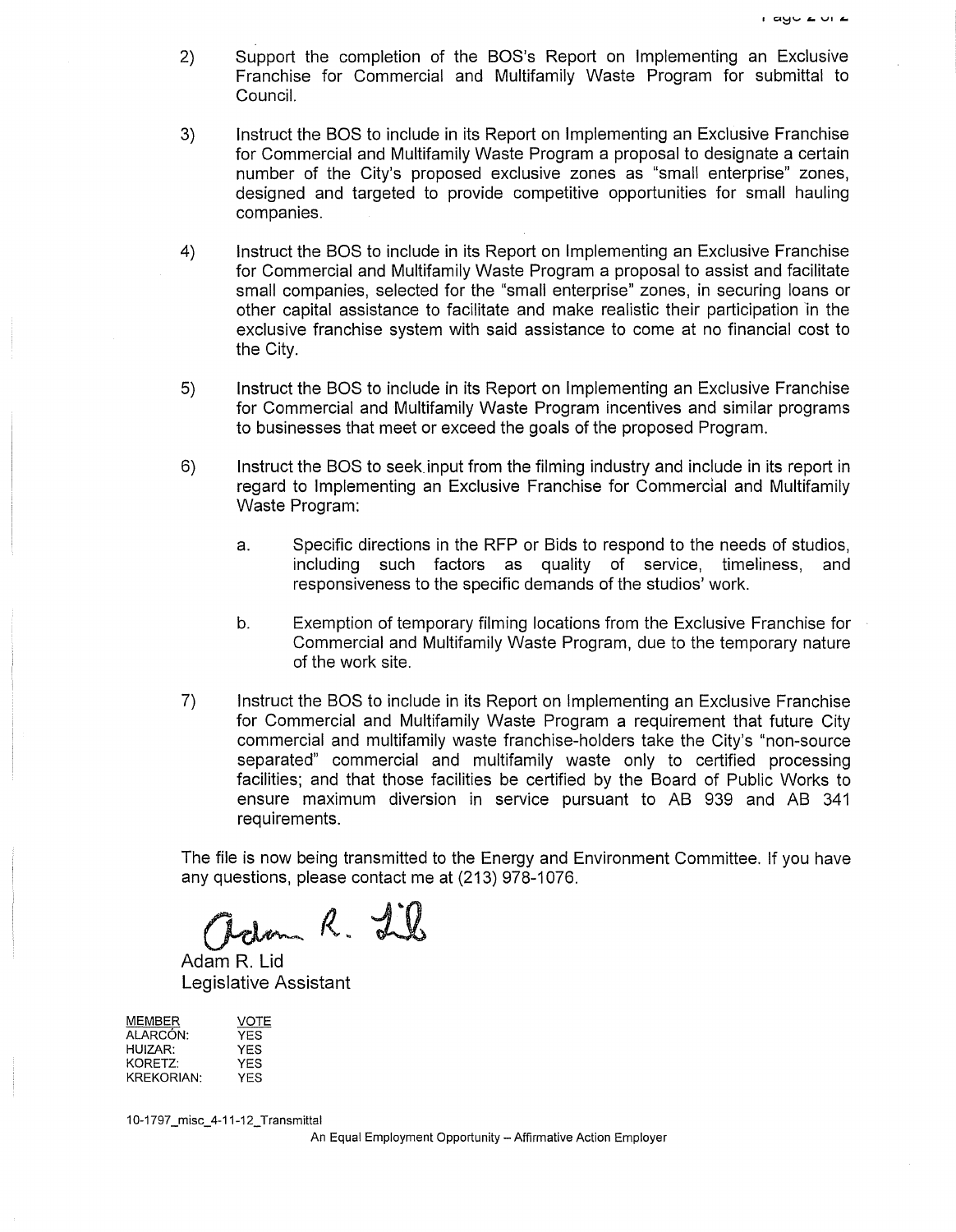2) Support the completion of the BOS's Report on Implementing an Exclusive Franchise for Commercial and Multifamily Waste Program for submittal to Council.

3) Instruct the BOS to include in its Report on Implementing an Exclusive Franchise for Commercial and Multifamily Waste Program a proposal to designate a certain number of the City's proposed exclusive zones as "small enterprise" zones, designed and targeted to provide competitive opportunities for small hauling companies.

4) Instruct the BOS to include in its Report on Implementing an Exclusive Franchise for Commercial and Multifamily Waste Program a proposal to assist and facilitate small companies, selected for the "small enterprise" zones, in securing loans or other capital assistance to facilitate and make realistic their participation in the exclusive franchise system with said assistance to come at no financial cost to the City.

5) Instruct the BOS to include in its Report on Implementing an Exclusive Franchise for Commercial and Multifamily Waste Program incentives and similar programs to businesses that meet or exceed the goals of the proposed Program.

6) Instruct the BOS to seek input from the filming industry and include in its report in regard to Implementing an Exclusive Franchise for Commercial and Multifamily Waste Program:

   a. Specific directions in the RFP or Bids to respond to the needs of studios, including such factors as quality of service, timeliness, and responsiveness to the specific demands of the studios' work.

   b. Exemption of temporary filming locations from the Exclusive Franchise for Commercial and Multifamily Waste Program, due to the temporary nature of the work site.

7) Instruct the BOS to include in its Report on Implementing an Exclusive Franchise for Commercial and Multifamily Waste Program a requirement that future City commercial and multifamily waste franchise-holders take the City's "non-source separated" commercial and multifamily waste only to certified processing facilities; and that those facilities be certified by the Board of Public Works to ensure maximum diversion in service pursuant to AB 939 and AB 341 requirements.

The file is now being transmitted to the Energy and Environment Committee. If you have any questions, please contact me at (213) 978-1076.

Adam R. Lid

Adam R. Lid
Legislative Assistant

| MEMBER | VOTE |
|---|---|
| ALARCÓN: | YES |
| HUIZAR: | YES |
| KORETZ: | YES |
| KREKORIAN: | YES |

10-1797_misc_4-11-12_Transmittal

An Equal Employment Opportunity – Affirmative Action Employer